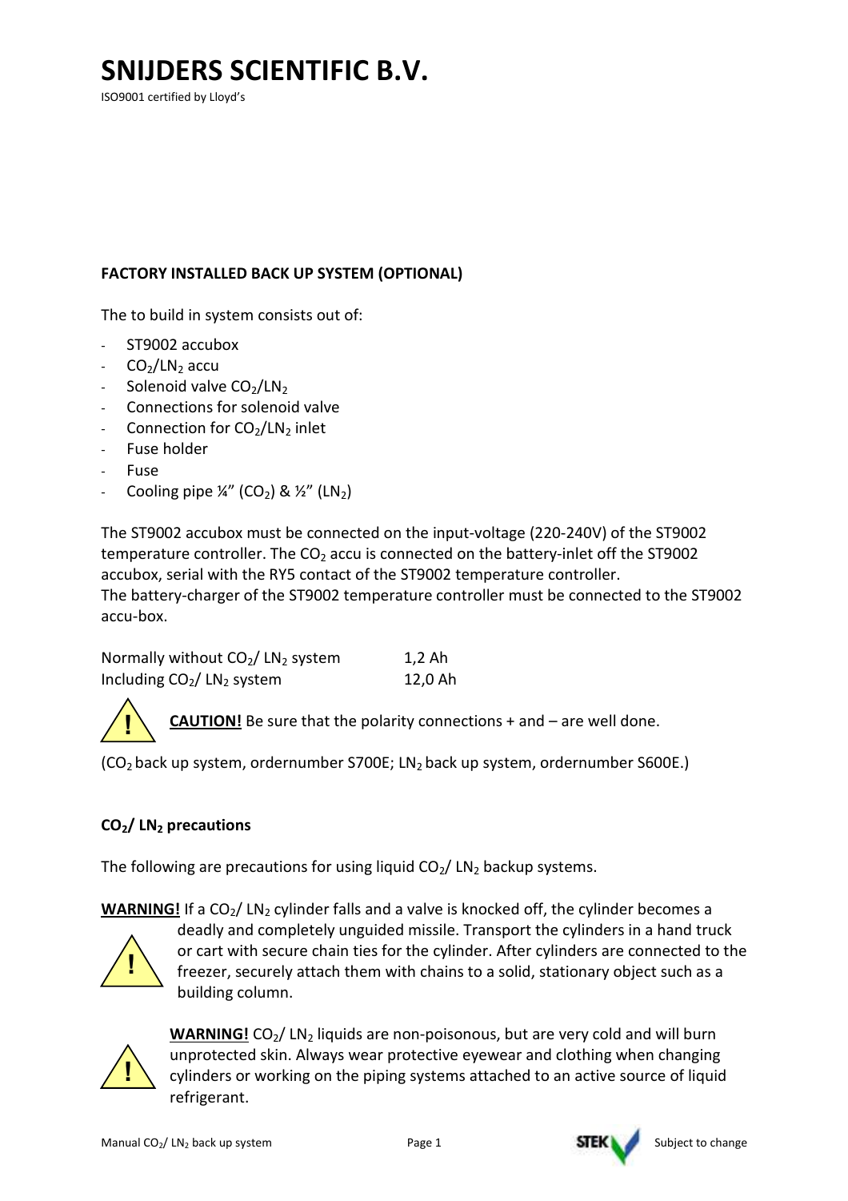# SNIJDERS SCIENTIFIC B.V.

ISO9001 certified by Lloyd's

**FACTORY INSTALLED BACK UP SYSTEM (OPTIONAL)**

The to build in system consists out of:

- ST9002 accubox
- $CO_2$/$LN_2$ accu
- Solenoid valve $CO_2$/$LN_2$
- Connections for solenoid valve
- Connection for $CO_2$/$LN_2$ inlet
- Fuse holder
- Fuse
- Cooling pipe ¼" ($CO_2$) & ½" ($LN_2$)

The ST9002 accubox must be connected on the input-voltage (220-240V) of the ST9002 temperature controller. The $CO_2$ accu is connected on the battery-inlet off the ST9002 accubox, serial with the RY5 contact of the ST9002 temperature controller.
The battery-charger of the ST9002 temperature controller must be connected to the ST9002 accu-box.

| | |
|---|---|
| Normally without $CO_2$/ $LN_2$ system | 1,2 Ah |
| Including $CO_2$/ $LN_2$ system | 12,0 Ah |

**CAUTION!** Be sure that the polarity connections + and – are well done.

($CO_2$ back up system, ordernumber S700E; $LN_2$ back up system, ordernumber S600E.)

**$CO_2$/ $LN_2$ precautions**

The following are precautions for using liquid $CO_2$/ $LN_2$ backup systems.

**WARNING!** If a $CO_2$/ $LN_2$ cylinder falls and a valve is knocked off, the cylinder becomes a deadly and completely unguided missile. Transport the cylinders in a hand truck or cart with secure chain ties for the cylinder. After cylinders are connected to the freezer, securely attach them with chains to a solid, stationary object such as a building column.

**WARNING!** $CO_2$/ $LN_2$ liquids are non-poisonous, but are very cold and will burn unprotected skin. Always wear protective eyewear and clothing when changing cylinders or working on the piping systems attached to an active source of liquid refrigerant.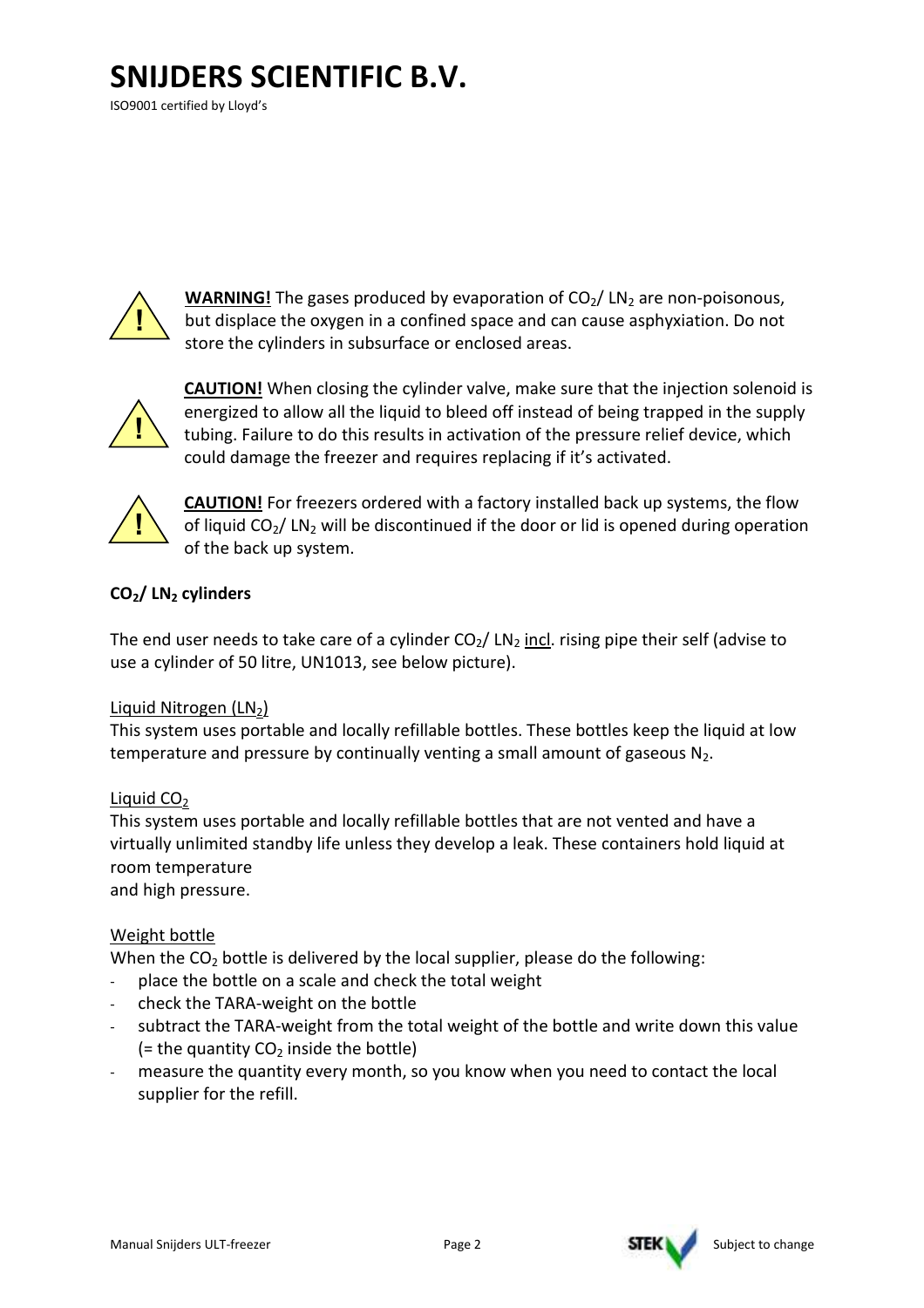**WARNING!** The gases produced by evaporation of $CO_2$/ $LN_2$ are non-poisonous, but displace the oxygen in a confined space and can cause asphyxiation. Do not store the cylinders in subsurface or enclosed areas.

**CAUTION!** When closing the cylinder valve, make sure that the injection solenoid is energized to allow all the liquid to bleed off instead of being trapped in the supply tubing. Failure to do this results in activation of the pressure relief device, which could damage the freezer and requires replacing if it's activated.

**CAUTION!** For freezers ordered with a factory installed back up systems, the flow of liquid $CO_2$/ $LN_2$ will be discontinued if the door or lid is opened during operation of the back up system.

**$CO_2$/ $LN_2$ cylinders**

The end user needs to take care of a cylinder $CO_2$/ $LN_2$ incl. rising pipe their self (advise to use a cylinder of 50 litre, UN1013, see below picture).

Liquid Nitrogen ($LN_2$)

This system uses portable and locally refillable bottles. These bottles keep the liquid at low temperature and pressure by continually venting a small amount of gaseous $N_2$.

Liquid $CO_2$

This system uses portable and locally refillable bottles that are not vented and have a virtually unlimited standby life unless they develop a leak. These containers hold liquid at room temperature and high pressure.

Weight bottle

When the $CO_2$ bottle is delivered by the local supplier, please do the following:

- place the bottle on a scale and check the total weight
- check the TARA-weight on the bottle
- subtract the TARA-weight from the total weight of the bottle and write down this value (= the quantity $CO_2$ inside the bottle)
- measure the quantity every month, so you know when you need to contact the local supplier for the refill.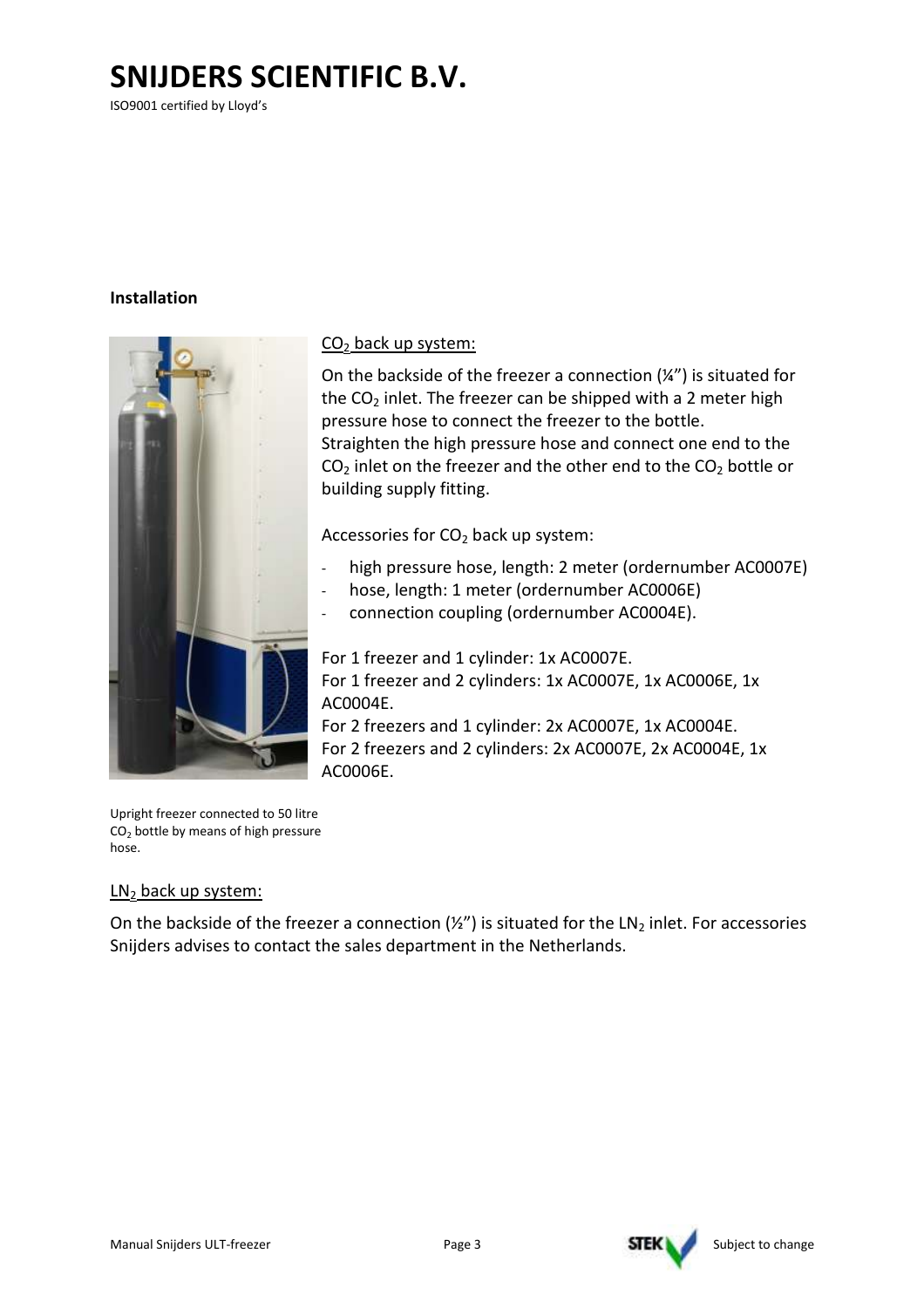# SNIJDERS SCIENTIFIC B.V.

ISO9001 certified by Lloyd's

**Installation**

$CO_2$ back up system:

On the backside of the freezer a connection (¼") is situated for the $CO_2$ inlet. The freezer can be shipped with a 2 meter high pressure hose to connect the freezer to the bottle. Straighten the high pressure hose and connect one end to the $CO_2$ inlet on the freezer and the other end to the $CO_2$ bottle or building supply fitting.

Accessories for $CO_2$ back up system:

- high pressure hose, length: 2 meter (ordernumber AC0007E)
- hose, length: 1 meter (ordernumber AC0006E)
- connection coupling (ordernumber AC0004E).

For 1 freezer and 1 cylinder: 1x AC0007E.
For 1 freezer and 2 cylinders: 1x AC0007E, 1x AC0006E, 1x AC0004E.
For 2 freezers and 1 cylinder: 2x AC0007E, 1x AC0004E.
For 2 freezers and 2 cylinders: 2x AC0007E, 2x AC0004E, 1x AC0006E.

Upright freezer connected to 50 litre $CO_2$ bottle by means of high pressure hose.

$LN_2$ back up system:

On the backside of the freezer a connection (½") is situated for the $LN_2$ inlet. For accessories Snijders advises to contact the sales department in the Netherlands.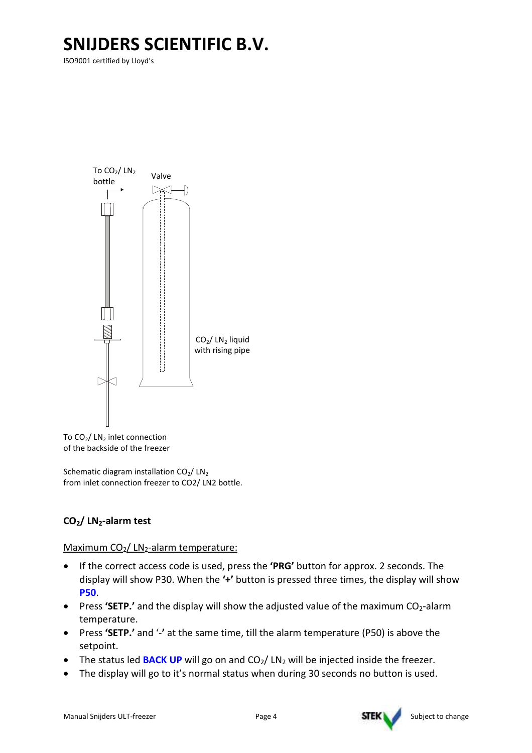To $CO_2$/ $LN_2$ bottle

Valve

$CO_2$/ $LN_2$ liquid with rising pipe

To $CO_2$/ $LN_2$ inlet connection of the backside of the freezer

Schematic diagram installation $CO_2$/ $LN_2$ from inlet connection freezer to CO2/ LN2 bottle.

### $CO_2$/ $LN_2$-alarm test

Maximum $CO_2$/ $LN_2$-alarm temperature:

- If the correct access code is used, press the **'PRG'** button for approx. 2 seconds. The display will show P30. When the **'+'** button is pressed three times, the display will show **P50**.
- Press **'SETP.'** and the display will show the adjusted value of the maximum $CO_2$-alarm temperature.
- Press **'SETP.'** and '**-**' at the same time, till the alarm temperature (P50) is above the setpoint.
- The status led **BACK UP** will go on and $CO_2$/ $LN_2$ will be injected inside the freezer.
- The display will go to it's normal status when during 30 seconds no button is used.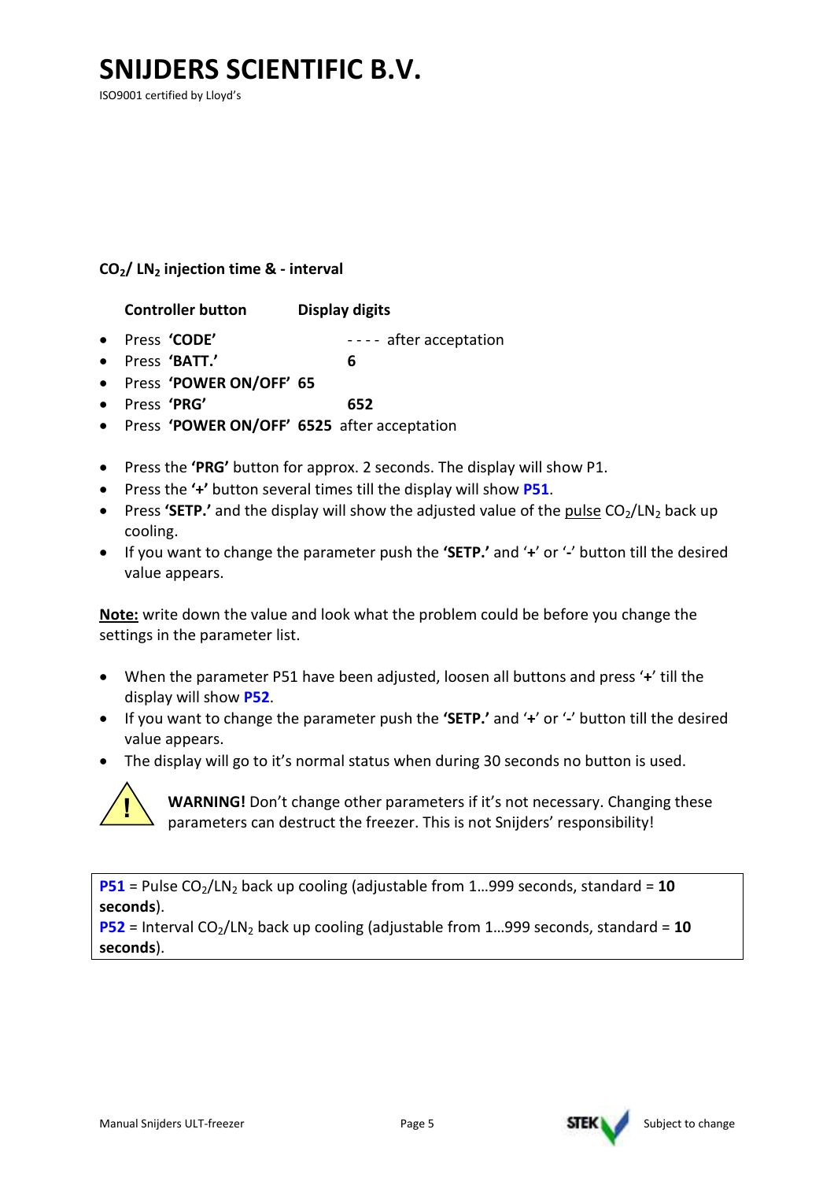# SNIJDERS SCIENTIFIC B.V.

ISO9001 certified by Lloyd's

### $CO_2$/ $LN_2$ injection time & - interval

| Controller button | Display digits |
|---|---|
| • Press **'CODE'** | - - - - after acceptation |
| • Press **'BATT.'** | **6** |
| • Press **'POWER ON/OFF'** | **65** |
| • Press **'PRG'** | **652** |
| • Press **'POWER ON/OFF'** | **6525** after acceptation |

- Press the **'PRG'** button for approx. 2 seconds. The display will show P1.
- Press the **'+'** button several times till the display will show **P51**.
- Press **'SETP.'** and the display will show the adjusted value of the pulse $CO_2$/$LN_2$ back up cooling.
- If you want to change the parameter push the **'SETP.'** and '**+**' or '**-**' button till the desired value appears.

**Note:** write down the value and look what the problem could be before you change the settings in the parameter list.

- When the parameter P51 have been adjusted, loosen all buttons and press '**+**' till the display will show **P52**.
- If you want to change the parameter push the **'SETP.'** and '**+**' or '**-**' button till the desired value appears.
- The display will go to it's normal status when during 30 seconds no button is used.

**WARNING!** Don't change other parameters if it's not necessary. Changing these parameters can destruct the freezer. This is not Snijders' responsibility!

**P51** = Pulse $CO_2$/$LN_2$ back up cooling (adjustable from 1…999 seconds, standard = **10 seconds**).
**P52** = Interval $CO_2$/$LN_2$ back up cooling (adjustable from 1…999 seconds, standard = **10 seconds**).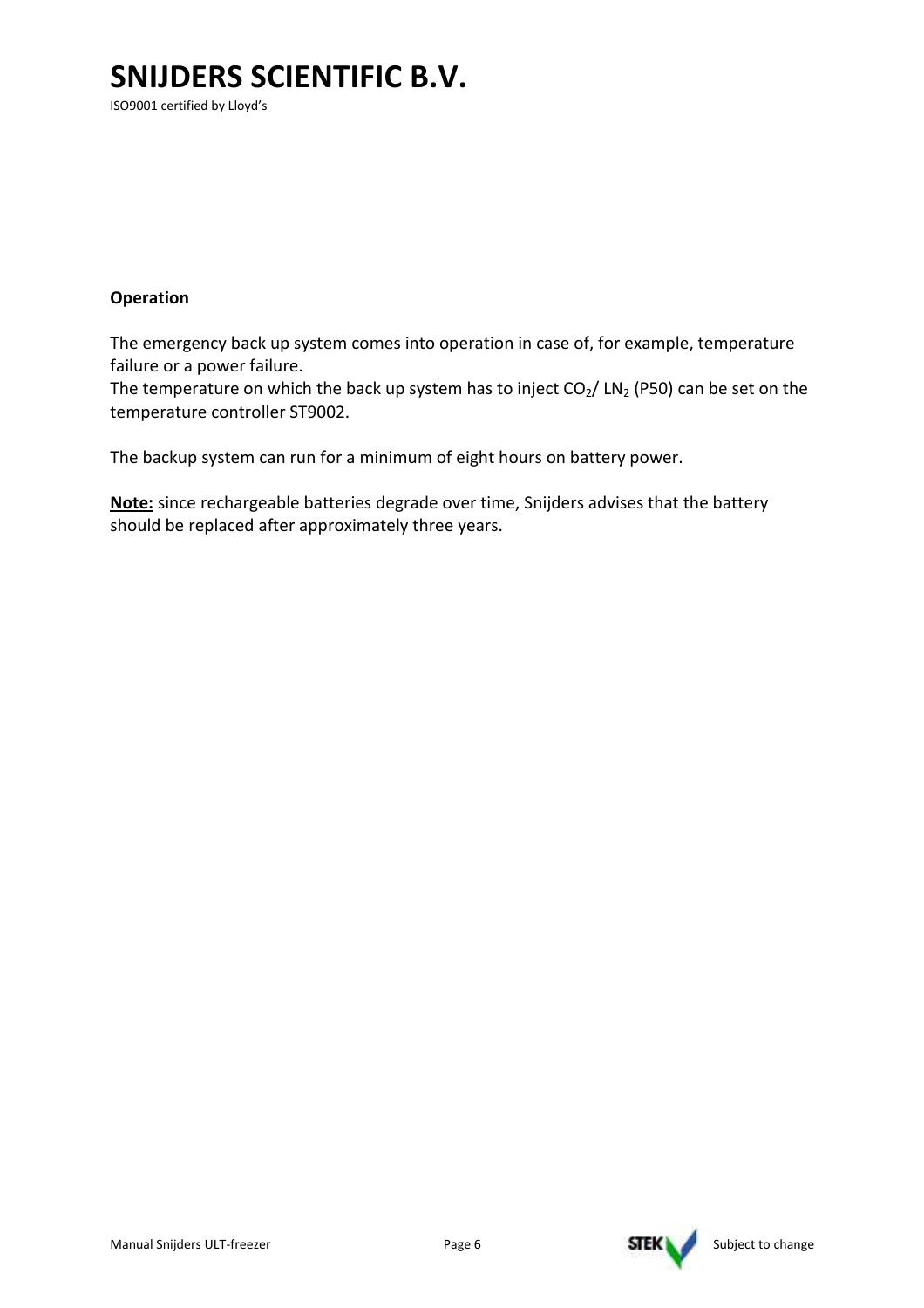**Operation**

The emergency back up system comes into operation in case of, for example, temperature failure or a power failure.
The temperature on which the back up system has to inject $CO_2$/ $LN_2$ (P50) can be set on the temperature controller ST9002.

The backup system can run for a minimum of eight hours on battery power.

**Note:** since rechargeable batteries degrade over time, Snijders advises that the battery should be replaced after approximately three years.